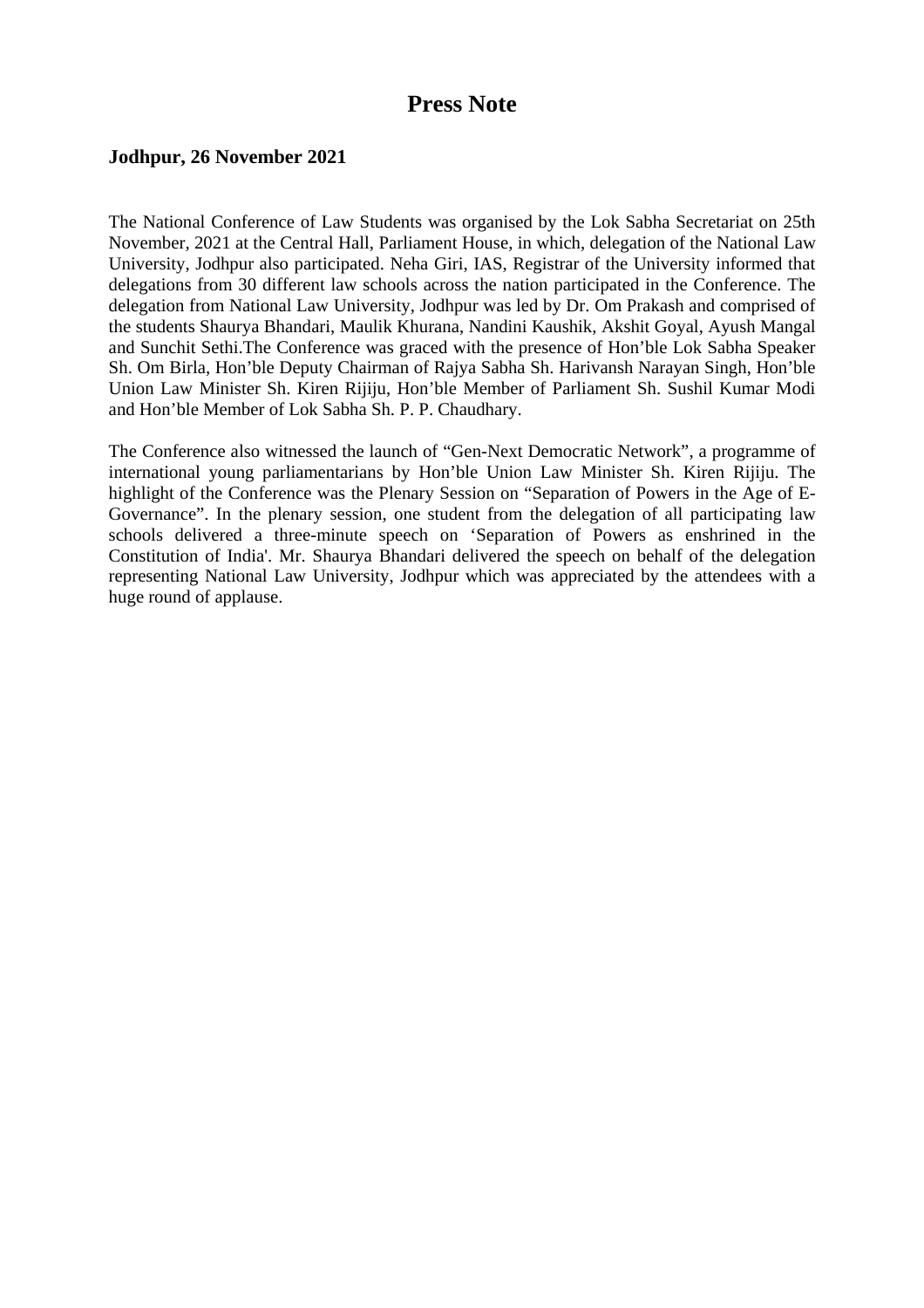# Press Note

**Jodhpur, 26 November 2021**

The National Conference of Law Students was organised by the Lok Sabha Secretariat on 25th November, 2021 at the Central Hall, Parliament House, in which, delegation of the National Law University, Jodhpur also participated. Neha Giri, IAS, Registrar of the University informed that delegations from 30 different law schools across the nation participated in the Conference. The delegation from National Law University, Jodhpur was led by Dr. Om Prakash and comprised of the students Shaurya Bhandari, Maulik Khurana, Nandini Kaushik, Akshit Goyal, Ayush Mangal and Sunchit Sethi.The Conference was graced with the presence of Hon'ble Lok Sabha Speaker Sh. Om Birla, Hon'ble Deputy Chairman of Rajya Sabha Sh. Harivansh Narayan Singh, Hon'ble Union Law Minister Sh. Kiren Rijiju, Hon'ble Member of Parliament Sh. Sushil Kumar Modi and Hon'ble Member of Lok Sabha Sh. P. P. Chaudhary.

The Conference also witnessed the launch of "Gen-Next Democratic Network", a programme of international young parliamentarians by Hon'ble Union Law Minister Sh. Kiren Rijiju. The highlight of the Conference was the Plenary Session on "Separation of Powers in the Age of E-Governance". In the plenary session, one student from the delegation of all participating law schools delivered a three-minute speech on 'Separation of Powers as enshrined in the Constitution of India'. Mr. Shaurya Bhandari delivered the speech on behalf of the delegation representing National Law University, Jodhpur which was appreciated by the attendees with a huge round of applause.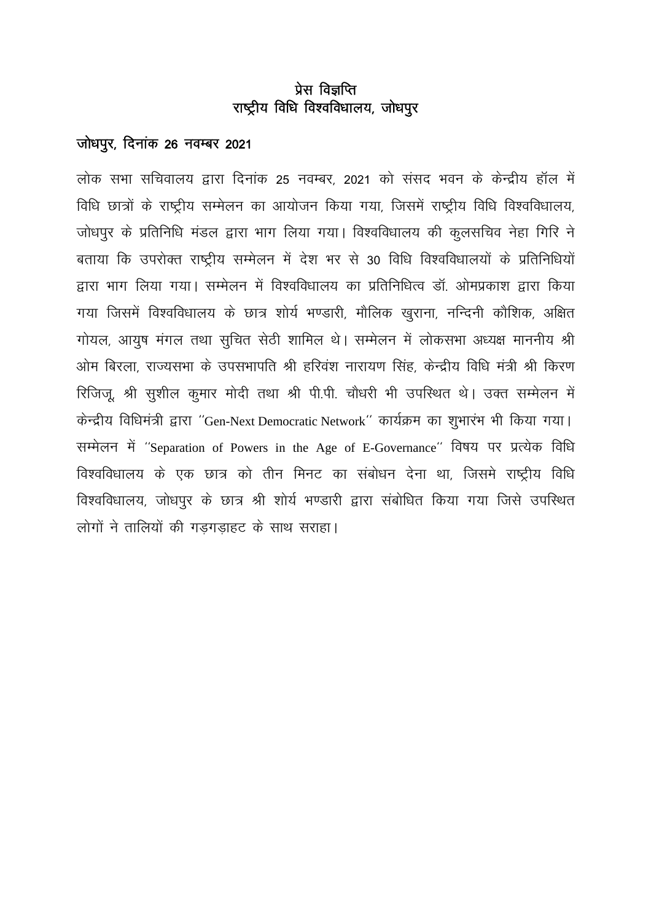# प्रेस विज्ञप्ति
# राष्ट्रीय विधि विश्वविधालय, जोधपुर

**जोधपुर, दिनांक 26 नवम्बर 2021**

लोक सभा सचिवालय द्वारा दिनांक 25 नवम्बर, 2021 को संसद भवन के केन्द्रीय हॉल में विधि छात्रों के राष्ट्रीय सम्मेलन का आयोजन किया गया, जिसमें राष्ट्रीय विधि विश्वविधालय, जोधपुर के प्रतिनिधि मंडल द्वारा भाग लिया गया। विश्वविधालय की कुलसचिव नेहा गिरि ने बताया कि उपरोक्त राष्ट्रीय सम्मेलन में देश भर से 30 विधि विश्वविधालयों के प्रतिनिधियों द्वारा भाग लिया गया। सम्मेलन में विश्वविधालय का प्रतिनिधित्व डॉ. ओमप्रकाश द्वारा किया गया जिसमें विश्वविधालय के छात्र शोर्य भण्डारी, मौलिक खुराना, नन्दिनी कौशिक, अक्षित गोयल, आयुष मंगल तथा सुचित सेठी शामिल थे। सम्मेलन में लोकसभा अध्यक्ष माननीय श्री ओम बिरला, राज्यसभा के उपसभापति श्री हरिवंश नारायण सिंह, केन्द्रीय विधि मंत्री श्री किरण रिजिजू, श्री सुशील कुमार मोदी तथा श्री पी.पी. चौधरी भी उपस्थित थे। उक्त सम्मेलन में केन्द्रीय विधिमंत्री द्वारा "Gen-Next Democratic Network" कार्यक्रम का शुभारंभ भी किया गया। सम्मेलन में "Separation of Powers in the Age of E-Governance" विषय पर प्रत्येक विधि विश्वविधालय के एक छात्र को तीन मिनट का संबोधन देना था, जिसमे राष्ट्रीय विधि विश्वविधालय, जोधपुर के छात्र श्री शोर्य भण्डारी द्वारा संबोधित किया गया जिसे उपस्थित लोगों ने तालियों की गड़गड़ाहट के साथ सराहा।